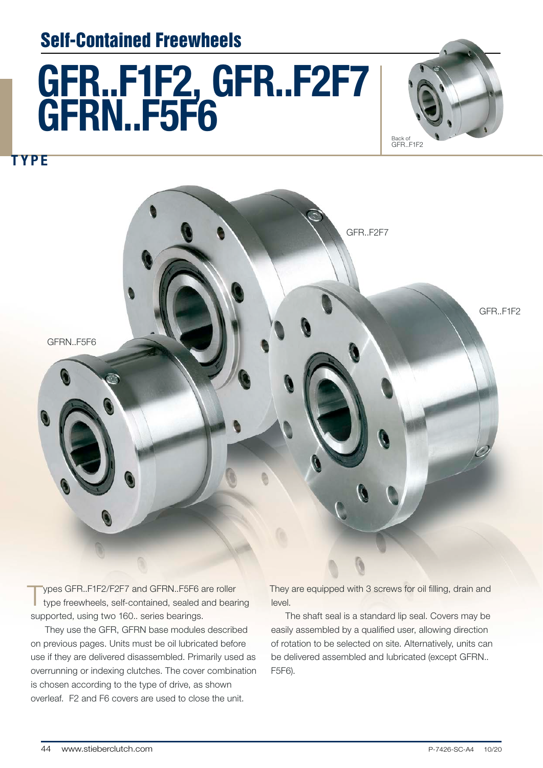## Self-Contained Freewheels

# GFR..F1F2, GFR..F2F7 GFRN..F5F6

**TYPE**

Back of GFR..F1F2

GFR..F2F7

GFR..F1F2

GFRN..F5F6

Types GFR..F1F2/F2F7 and GFRN..F5F6 are roller type freewheels, self-contained, sealed and bearing supported, using two 160.. series bearings.

They use the GFR, GFRN base modules described on previous pages. Units must be oil lubricated before use if they are delivered disassembled. Primarily used as overrunning or indexing clutches. The cover combination is chosen according to the type of drive, as shown overleaf. F2 and F6 covers are used to close the unit.

They are equipped with 3 screws for oil filling, drain and level.

The shaft seal is a standard lip seal. Covers may be easily assembled by a qualified user, allowing direction of rotation to be selected on site. Alternatively, units can be delivered assembled and lubricated (except GFRN.. F5F6).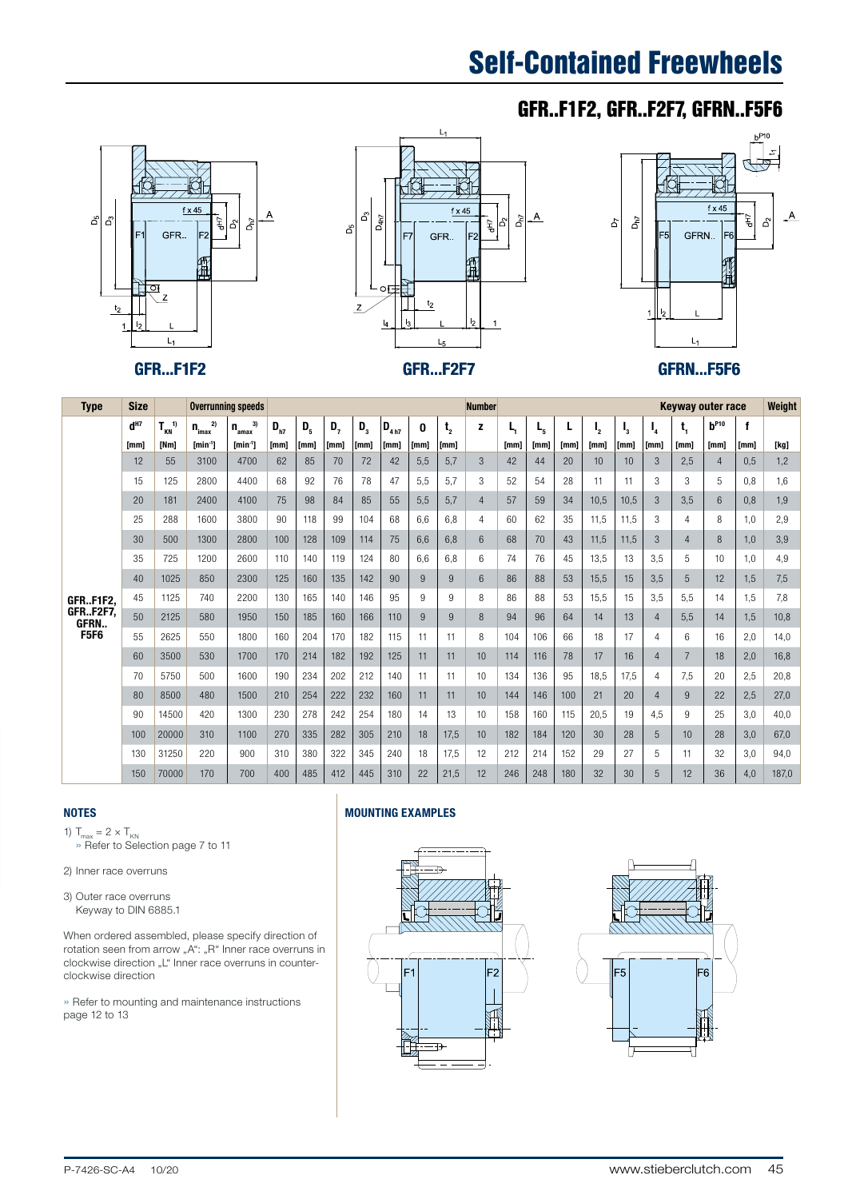# Self-Contained Freewheels

## GFR..F1F2, GFR..F2F7, GFRN..F5F6

GFR...F1F2

GFR...F2F7

GFRN...F5F6

| Type | Size | | Overrunning speeds | | | | | | | | | Number | | | | | | | Keyway outer race | | | Weight |
|---|---|---|---|---|---|---|---|---|---|---|---|---|---|---|---|---|---|---|---|---|---|---|
| | $d^{H7}$ | $T_{KN}$ 1) | $n_{imax}$ 2) | $n_{amax}$ 3) | $D_{h7}$ | $D_5$ | $D_7$ | $D_3$ | $D_{4\,h7}$ | 0 | $t_2$ | z | $L_1$ | $L_5$ | L | $l_2$ | $l_3$ | $l_4$ | $t_1$ | $b^{P10}$ | f | |
| | [mm] | [Nm] | [min⁻¹] | [min⁻¹] | [mm] | [mm] | [mm] | [mm] | [mm] | [mm] | [mm] | | [mm] | [mm] | [mm] | [mm] | [mm] | [mm] | [mm] | [mm] | [mm] | [kg] |
| GFR..F1F2, GFR..F2F7, GFRN.. F5F6 | 12 | 55 | 3100 | 4700 | 62 | 85 | 70 | 72 | 42 | 5,5 | 5,7 | 3 | 42 | 44 | 20 | 10 | 10 | 3 | 2,5 | 4 | 0,5 | 1,2 |
| | 15 | 125 | 2800 | 4400 | 68 | 92 | 76 | 78 | 47 | 5,5 | 5,7 | 3 | 52 | 54 | 28 | 11 | 11 | 3 | 3 | 5 | 0,8 | 1,6 |
| | 20 | 181 | 2400 | 4100 | 75 | 98 | 84 | 85 | 55 | 5,5 | 5,7 | 4 | 57 | 59 | 34 | 10,5 | 10,5 | 3 | 3,5 | 6 | 0,8 | 1,9 |
| | 25 | 288 | 1600 | 3800 | 90 | 118 | 99 | 104 | 68 | 6,6 | 6,8 | 4 | 60 | 62 | 35 | 11,5 | 11,5 | 3 | 4 | 8 | 1,0 | 2,9 |
| | 30 | 500 | 1300 | 2800 | 100 | 128 | 109 | 114 | 75 | 6,6 | 6,8 | 6 | 68 | 70 | 43 | 11,5 | 11,5 | 3 | 4 | 8 | 1,0 | 3,9 |
| | 35 | 725 | 1200 | 2600 | 110 | 140 | 119 | 124 | 80 | 6,6 | 6,8 | 6 | 74 | 76 | 45 | 13,5 | 13 | 3,5 | 5 | 10 | 1,0 | 4,9 |
| | 40 | 1025 | 850 | 2300 | 125 | 160 | 135 | 142 | 90 | 9 | 9 | 6 | 86 | 88 | 53 | 15,5 | 15 | 3,5 | 5 | 12 | 1,5 | 7,5 |
| | 45 | 1125 | 740 | 2200 | 130 | 165 | 140 | 146 | 95 | 9 | 9 | 8 | 86 | 88 | 53 | 15,5 | 15 | 3,5 | 5,5 | 14 | 1,5 | 7,8 |
| | 50 | 2125 | 580 | 1950 | 150 | 185 | 160 | 166 | 110 | 9 | 9 | 8 | 94 | 96 | 64 | 14 | 13 | 4 | 5,5 | 14 | 1,5 | 10,8 |
| | 55 | 2625 | 550 | 1800 | 160 | 204 | 170 | 182 | 115 | 11 | 11 | 8 | 104 | 106 | 66 | 18 | 17 | 4 | 6 | 16 | 2,0 | 14,0 |
| | 60 | 3500 | 530 | 1700 | 170 | 214 | 182 | 192 | 125 | 11 | 11 | 10 | 114 | 116 | 78 | 17 | 16 | 4 | 7 | 18 | 2,0 | 16,8 |
| | 70 | 5750 | 500 | 1600 | 190 | 234 | 202 | 212 | 140 | 11 | 11 | 10 | 134 | 136 | 95 | 18,5 | 17,5 | 4 | 7,5 | 20 | 2,5 | 20,8 |
| | 80 | 8500 | 480 | 1500 | 210 | 254 | 222 | 232 | 160 | 11 | 11 | 10 | 144 | 146 | 100 | 21 | 20 | 4 | 9 | 22 | 2,5 | 27,0 |
| | 90 | 14500 | 420 | 1300 | 230 | 278 | 242 | 254 | 180 | 14 | 13 | 10 | 158 | 160 | 115 | 20,5 | 19 | 4,5 | 9 | 25 | 3,0 | 40,0 |
| | 100 | 20000 | 310 | 1100 | 270 | 335 | 282 | 305 | 210 | 18 | 17,5 | 10 | 182 | 184 | 120 | 30 | 28 | 5 | 10 | 28 | 3,0 | 67,0 |
| | 130 | 31250 | 220 | 900 | 310 | 380 | 322 | 345 | 240 | 18 | 17,5 | 12 | 212 | 214 | 152 | 29 | 27 | 5 | 11 | 32 | 3,0 | 94,0 |
| | 150 | 70000 | 170 | 700 | 400 | 485 | 412 | 445 | 310 | 22 | 21,5 | 12 | 246 | 248 | 180 | 32 | 30 | 5 | 12 | 36 | 4,0 | 187,0 |

### NOTES

1) $T_{max} = 2 \times T_{KN}$
» Refer to Selection page 7 to 11

2) Inner race overruns

3) Outer race overruns
Keyway to DIN 6885.1

When ordered assembled, please specify direction of rotation seen from arrow „A": „R" Inner race overruns in clockwise direction „L" Inner race overruns in counter-clockwise direction

» Refer to mounting and maintenance instructions page 12 to 13

### MOUNTING EXAMPLES